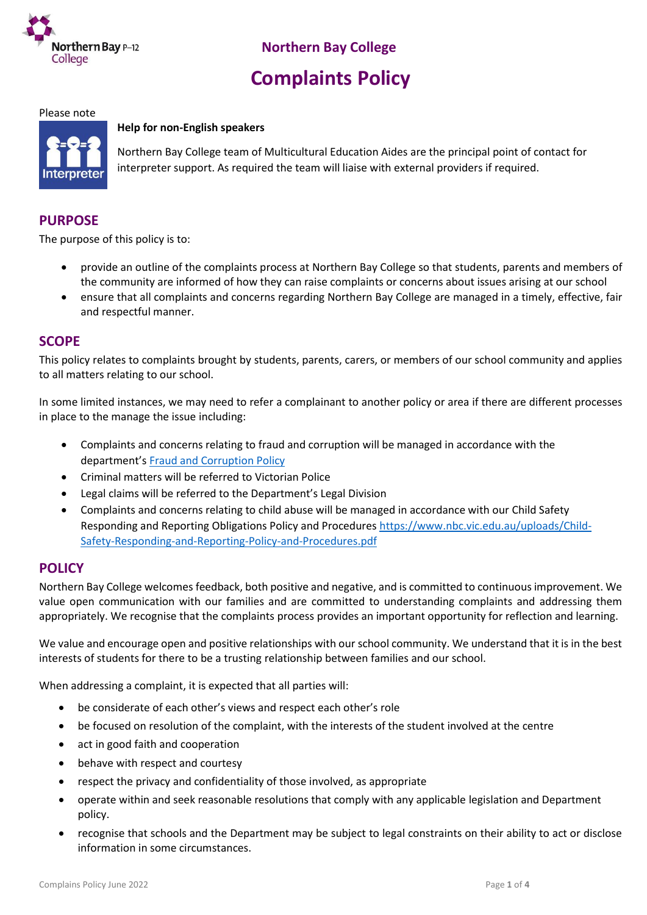# Northern Bay College

# Complaints Policy

Please note

**Help for non-English speakers**

Northern Bay College team of Multicultural Education Aides are the principal point of contact for interpreter support. As required the team will liaise with external providers if required.

## PURPOSE

The purpose of this policy is to:

- provide an outline of the complaints process at Northern Bay College so that students, parents and members of the community are informed of how they can raise complaints or concerns about issues arising at our school
- ensure that all complaints and concerns regarding Northern Bay College are managed in a timely, effective, fair and respectful manner.

## SCOPE

This policy relates to complaints brought by students, parents, carers, or members of our school community and applies to all matters relating to our school.

In some limited instances, we may need to refer a complainant to another policy or area if there are different processes in place to the manage the issue including:

- Complaints and concerns relating to fraud and corruption will be managed in accordance with the department's [Fraud and Corruption Policy](Fraud and Corruption Policy)
- Criminal matters will be referred to Victorian Police
- Legal claims will be referred to the Department's Legal Division
- Complaints and concerns relating to child abuse will be managed in accordance with our Child Safety Responding and Reporting Obligations Policy and Procedures https://www.nbc.vic.edu.au/uploads/Child-Safety-Responding-and-Reporting-Policy-and-Procedures.pdf

## POLICY

Northern Bay College welcomes feedback, both positive and negative, and is committed to continuous improvement. We value open communication with our families and are committed to understanding complaints and addressing them appropriately. We recognise that the complaints process provides an important opportunity for reflection and learning.

We value and encourage open and positive relationships with our school community. We understand that it is in the best interests of students for there to be a trusting relationship between families and our school.

When addressing a complaint, it is expected that all parties will:

- be considerate of each other's views and respect each other's role
- be focused on resolution of the complaint, with the interests of the student involved at the centre
- act in good faith and cooperation
- behave with respect and courtesy
- respect the privacy and confidentiality of those involved, as appropriate
- operate within and seek reasonable resolutions that comply with any applicable legislation and Department policy.
- recognise that schools and the Department may be subject to legal constraints on their ability to act or disclose information in some circumstances.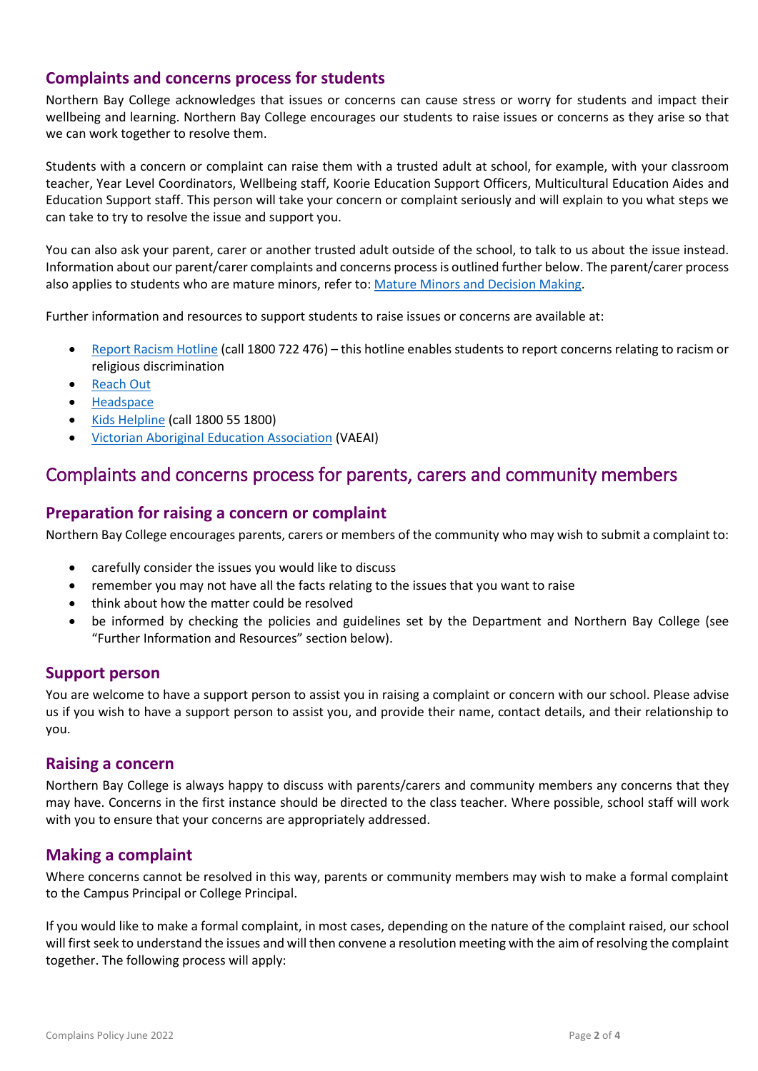## Complaints and concerns process for students

Northern Bay College acknowledges that issues or concerns can cause stress or worry for students and impact their wellbeing and learning. Northern Bay College encourages our students to raise issues or concerns as they arise so that we can work together to resolve them.

Students with a concern or complaint can raise them with a trusted adult at school, for example, with your classroom teacher, Year Level Coordinators, Wellbeing staff, Koorie Education Support Officers, Multicultural Education Aides and Education Support staff. This person will take your concern or complaint seriously and will explain to you what steps we can take to try to resolve the issue and support you.

You can also ask your parent, carer or another trusted adult outside of the school, to talk to us about the issue instead. Information about our parent/carer complaints and concerns process is outlined further below. The parent/carer process also applies to students who are mature minors, refer to: Mature Minors and Decision Making.

Further information and resources to support students to raise issues or concerns are available at:

- Report Racism Hotline (call 1800 722 476) – this hotline enables students to report concerns relating to racism or religious discrimination
- Reach Out
- Headspace
- Kids Helpline (call 1800 55 1800)
- Victorian Aboriginal Education Association (VAEAI)

# Complaints and concerns process for parents, carers and community members

## Preparation for raising a concern or complaint

Northern Bay College encourages parents, carers or members of the community who may wish to submit a complaint to:

- carefully consider the issues you would like to discuss
- remember you may not have all the facts relating to the issues that you want to raise
- think about how the matter could be resolved
- be informed by checking the policies and guidelines set by the Department and Northern Bay College (see "Further Information and Resources" section below).

## Support person

You are welcome to have a support person to assist you in raising a complaint or concern with our school. Please advise us if you wish to have a support person to assist you, and provide their name, contact details, and their relationship to you.

## Raising a concern

Northern Bay College is always happy to discuss with parents/carers and community members any concerns that they may have. Concerns in the first instance should be directed to the class teacher. Where possible, school staff will work with you to ensure that your concerns are appropriately addressed.

## Making a complaint

Where concerns cannot be resolved in this way, parents or community members may wish to make a formal complaint to the Campus Principal or College Principal.

If you would like to make a formal complaint, in most cases, depending on the nature of the complaint raised, our school will first seek to understand the issues and will then convene a resolution meeting with the aim of resolving the complaint together. The following process will apply: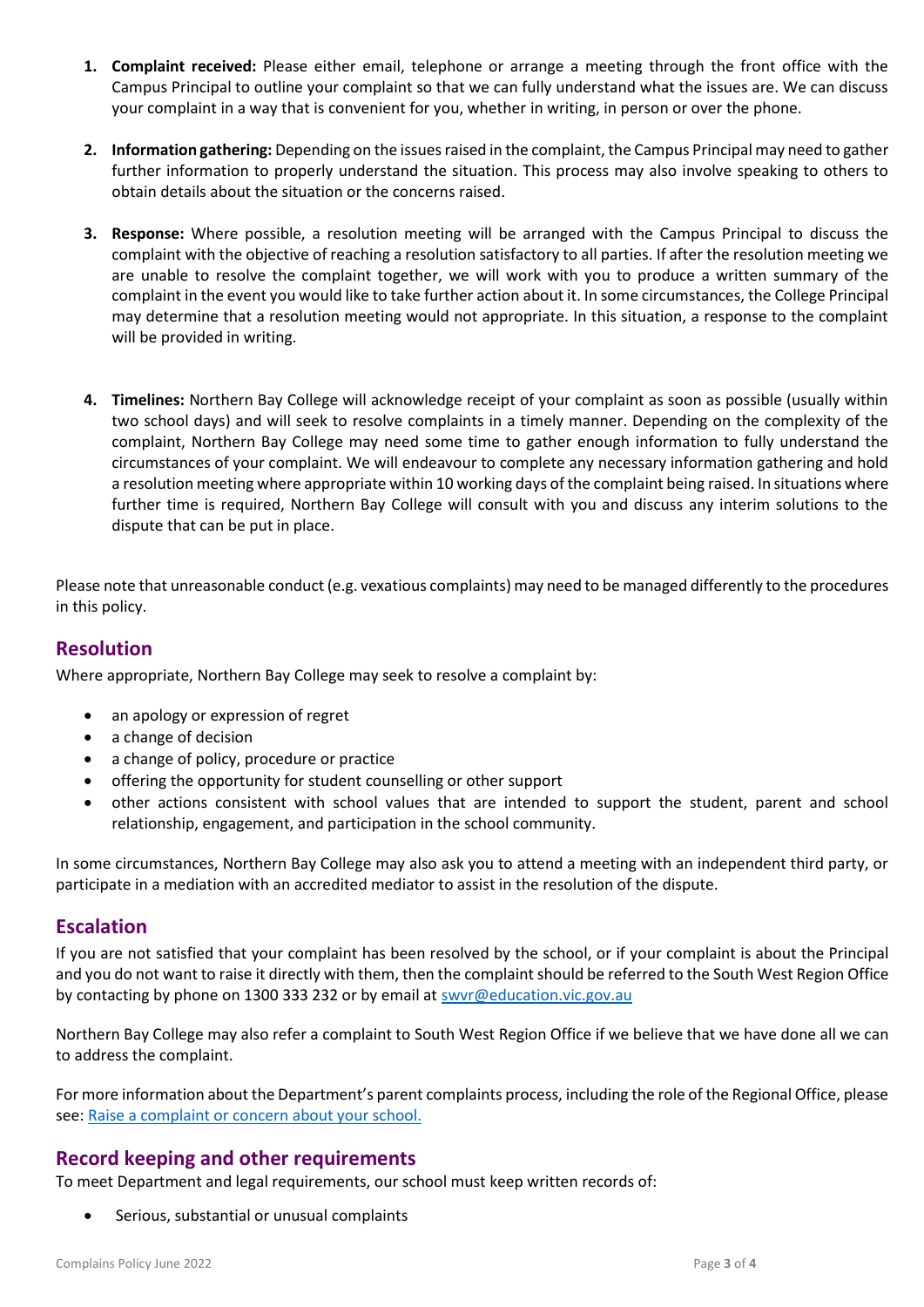1. **Complaint received:** Please either email, telephone or arrange a meeting through the front office with the Campus Principal to outline your complaint so that we can fully understand what the issues are. We can discuss your complaint in a way that is convenient for you, whether in writing, in person or over the phone.

2. **Information gathering:** Depending on the issues raised in the complaint, the Campus Principal may need to gather further information to properly understand the situation. This process may also involve speaking to others to obtain details about the situation or the concerns raised.

3. **Response:** Where possible, a resolution meeting will be arranged with the Campus Principal to discuss the complaint with the objective of reaching a resolution satisfactory to all parties. If after the resolution meeting we are unable to resolve the complaint together, we will work with you to produce a written summary of the complaint in the event you would like to take further action about it. In some circumstances, the College Principal may determine that a resolution meeting would not appropriate. In this situation, a response to the complaint will be provided in writing.

4. **Timelines:** Northern Bay College will acknowledge receipt of your complaint as soon as possible (usually within two school days) and will seek to resolve complaints in a timely manner. Depending on the complexity of the complaint, Northern Bay College may need some time to gather enough information to fully understand the circumstances of your complaint. We will endeavour to complete any necessary information gathering and hold a resolution meeting where appropriate within 10 working days of the complaint being raised. In situations where further time is required, Northern Bay College will consult with you and discuss any interim solutions to the dispute that can be put in place.

Please note that unreasonable conduct (e.g. vexatious complaints) may need to be managed differently to the procedures in this policy.

## Resolution

Where appropriate, Northern Bay College may seek to resolve a complaint by:

- an apology or expression of regret
- a change of decision
- a change of policy, procedure or practice
- offering the opportunity for student counselling or other support
- other actions consistent with school values that are intended to support the student, parent and school relationship, engagement, and participation in the school community.

In some circumstances, Northern Bay College may also ask you to attend a meeting with an independent third party, or participate in a mediation with an accredited mediator to assist in the resolution of the dispute.

## Escalation

If you are not satisfied that your complaint has been resolved by the school, or if your complaint is about the Principal and you do not want to raise it directly with them, then the complaint should be referred to the South West Region Office by contacting by phone on 1300 333 232 or by email at [swvr@education.vic.gov.au](mailto:swvr@education.vic.gov.au)

Northern Bay College may also refer a complaint to South West Region Office if we believe that we have done all we can to address the complaint.

For more information about the Department's parent complaints process, including the role of the Regional Office, please see: [Raise a complaint or concern about your school.](#)

## Record keeping and other requirements

To meet Department and legal requirements, our school must keep written records of:

- Serious, substantial or unusual complaints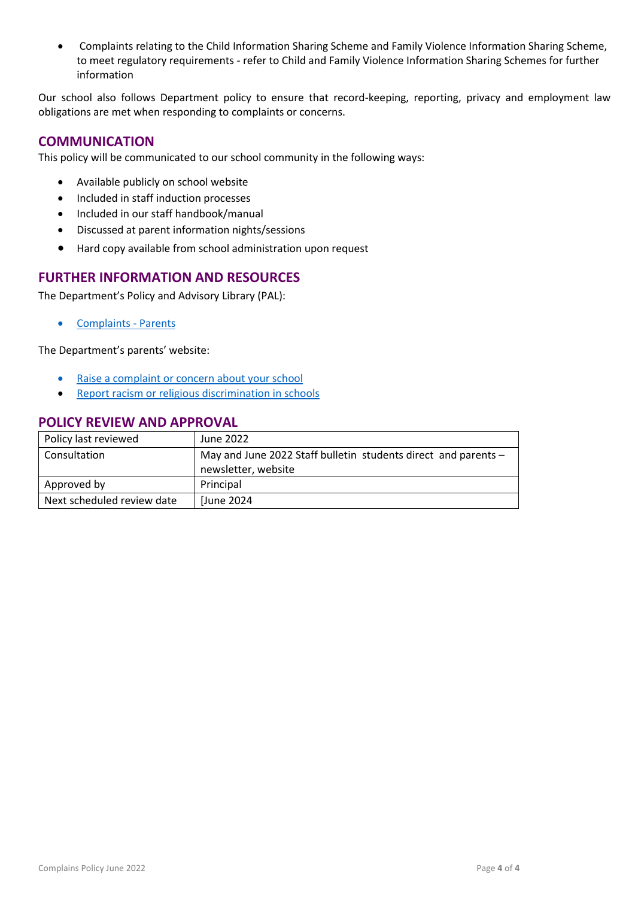- Complaints relating to the Child Information Sharing Scheme and Family Violence Information Sharing Scheme, to meet regulatory requirements - refer to Child and Family Violence Information Sharing Schemes for further information

Our school also follows Department policy to ensure that record-keeping, reporting, privacy and employment law obligations are met when responding to complaints or concerns.

## COMMUNICATION

This policy will be communicated to our school community in the following ways:

- Available publicly on school website
- Included in staff induction processes
- Included in our staff handbook/manual
- Discussed at parent information nights/sessions
- Hard copy available from school administration upon request

## FURTHER INFORMATION AND RESOURCES

The Department's Policy and Advisory Library (PAL):

- Complaints - Parents

The Department's parents' website:

- Raise a complaint or concern about your school
- Report racism or religious discrimination in schools

## POLICY REVIEW AND APPROVAL

| | |
|---|---|
| Policy last reviewed | June 2022 |
| Consultation | May and June 2022 Staff bulletin students direct and parents – newsletter, website |
| Approved by | Principal |
| Next scheduled review date | [June 2024 |